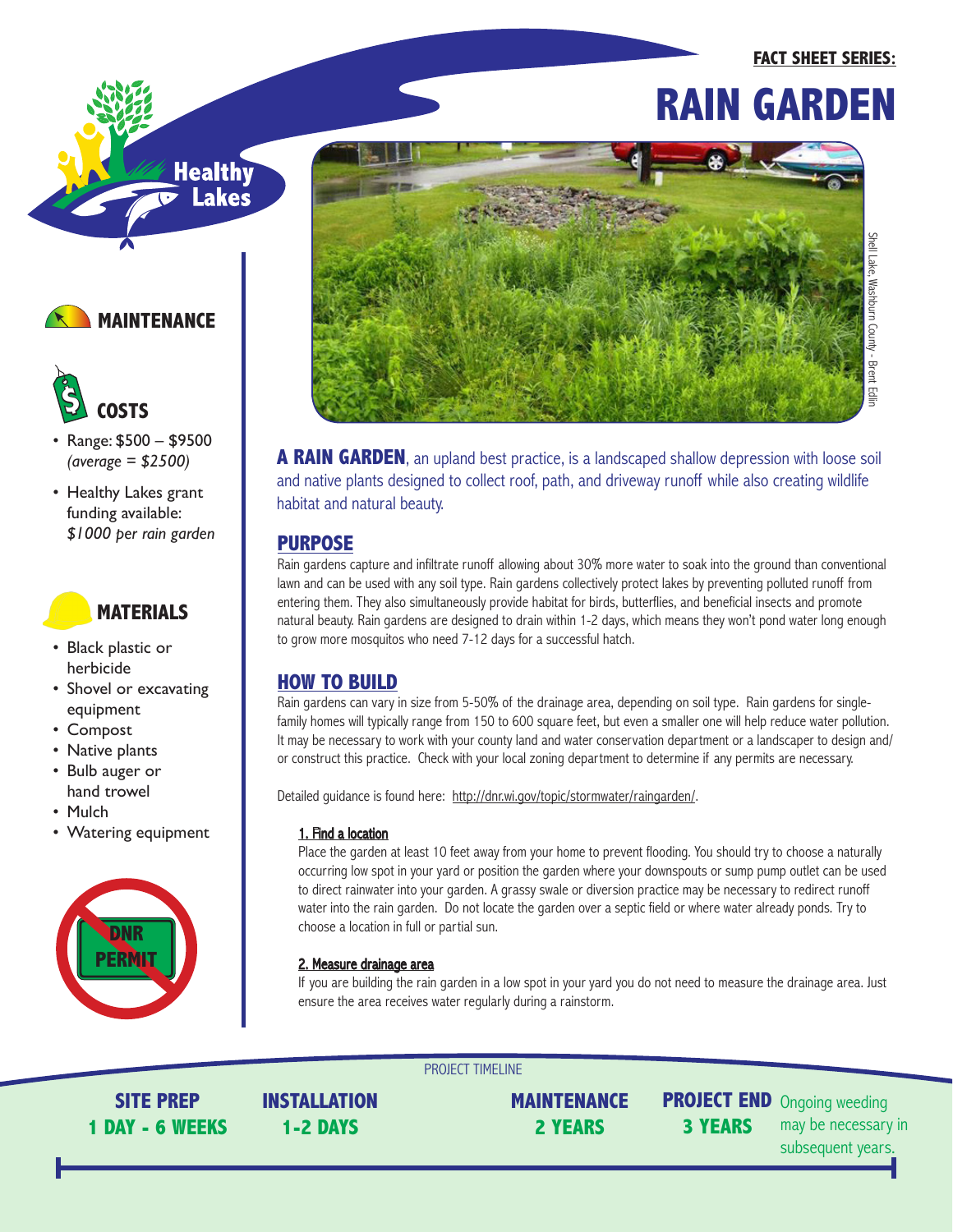**FACT SHEET SERIES:**

# RAIN GARDEN

Shell Lake, Washburn County - Brent Edlin

## MAINTENANCE

## COSTS

- Range: $500 – $9500 *(average = $2500)*
- Healthy Lakes grant funding available: *$1000 per rain garden*

## MATERIALS

- Black plastic or herbicide
- Shovel or excavating equipment
- Compost
- Native plants
- Bulb auger or hand trowel
- Mulch
- Watering equipment

DNR PERMIT

**A RAIN GARDEN**, an upland best practice, is a landscaped shallow depression with loose soil and native plants designed to collect roof, path, and driveway runoff while also creating wildlife habitat and natural beauty.

## PURPOSE

Rain gardens capture and infiltrate runoff allowing about 30% more water to soak into the ground than conventional lawn and can be used with any soil type. Rain gardens collectively protect lakes by preventing polluted runoff from entering them. They also simultaneously provide habitat for birds, butterflies, and beneficial insects and promote natural beauty. Rain gardens are designed to drain within 1-2 days, which means they won't pond water long enough to grow more mosquitos who need 7-12 days for a successful hatch.

## HOW TO BUILD

Rain gardens can vary in size from 5-50% of the drainage area, depending on soil type. Rain gardens for single-family homes will typically range from 150 to 600 square feet, but even a smaller one will help reduce water pollution. It may be necessary to work with your county land and water conservation department or a landscaper to design and/or construct this practice. Check with your local zoning department to determine if any permits are necessary.

Detailed guidance is found here: http://dnr.wi.gov/topic/stormwater/raingarden/.

### 1. Find a location

Place the garden at least 10 feet away from your home to prevent flooding. You should try to choose a naturally occurring low spot in your yard or position the garden where your downspouts or sump pump outlet can be used to direct rainwater into your garden. A grassy swale or diversion practice may be necessary to redirect runoff water into the rain garden. Do not locate the garden over a septic field or where water already ponds. Try to choose a location in full or partial sun.

### 2. Measure drainage area

If you are building the rain garden in a low spot in your yard you do not need to measure the drainage area. Just ensure the area receives water regularly during a rainstorm.

PROJECT TIMELINE

| SITE PREP | INSTALLATION | MAINTENANCE | PROJECT END |
|---|---|---|---|
| 1 DAY - 6 WEEKS | 1-2 DAYS | 2 YEARS | 3 YEARS |

Ongoing weeding may be necessary in subsequent years.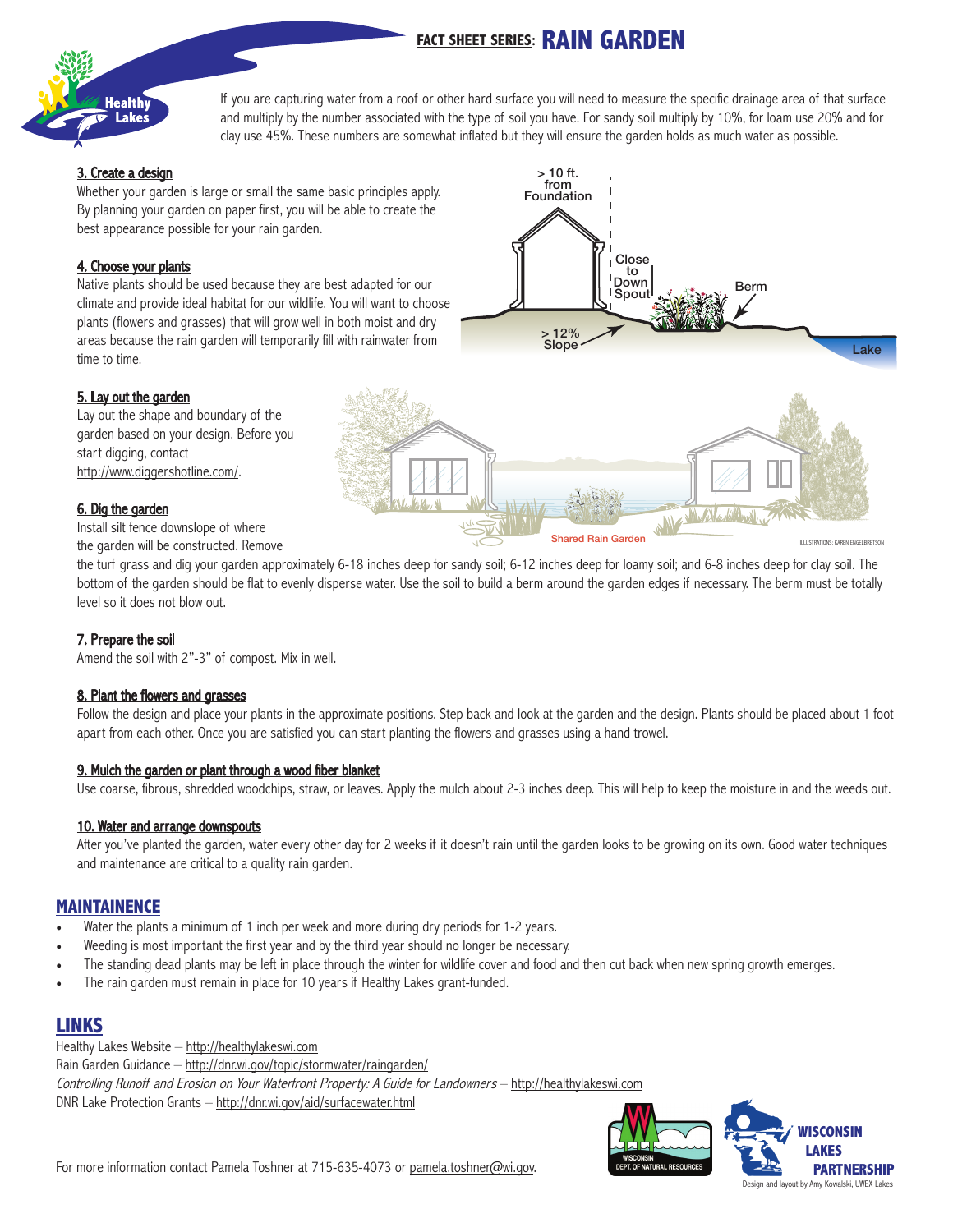FACT SHEET SERIES: **RAIN GARDEN**

If you are capturing water from a roof or other hard surface you will need to measure the specific drainage area of that surface and multiply by the number associated with the type of soil you have. For sandy soil multiply by 10%, for loam use 20% and for clay use 45%. These numbers are somewhat inflated but they will ensure the garden holds as much water as possible.

### 3. Create a design

Whether your garden is large or small the same basic principles apply. By planning your garden on paper first, you will be able to create the best appearance possible for your rain garden.

### 4. Choose your plants

Native plants should be used because they are best adapted for our climate and provide ideal habitat for our wildlife. You will want to choose plants (flowers and grasses) that will grow well in both moist and dry areas because the rain garden will temporarily fill with rainwater from time to time.

> 10 ft. from Foundation

Close to Down Spout

Berm

> 12% Slope

Lake

### 5. Lay out the garden

Lay out the shape and boundary of the garden based on your design. Before you start digging, contact http://www.diggershotline.com/.

Shared Rain Garden

ILLUSTRATIONS: KAREN ENGELBRETSON

### 6. Dig the garden

Install silt fence downslope of where the garden will be constructed. Remove the turf grass and dig your garden approximately 6-18 inches deep for sandy soil; 6-12 inches deep for loamy soil; and 6-8 inches deep for clay soil. The bottom of the garden should be flat to evenly disperse water. Use the soil to build a berm around the garden edges if necessary. The berm must be totally level so it does not blow out.

### 7. Prepare the soil

Amend the soil with 2"-3" of compost. Mix in well.

### 8. Plant the flowers and grasses

Follow the design and place your plants in the approximate positions. Step back and look at the garden and the design. Plants should be placed about 1 foot apart from each other. Once you are satisfied you can start planting the flowers and grasses using a hand trowel.

### 9. Mulch the garden or plant through a wood fiber blanket

Use coarse, fibrous, shredded woodchips, straw, or leaves. Apply the mulch about 2-3 inches deep. This will help to keep the moisture in and the weeds out.

### 10. Water and arrange downspouts

After you've planted the garden, water every other day for 2 weeks if it doesn't rain until the garden looks to be growing on its own. Good water techniques and maintenance are critical to a quality rain garden.

## MAINTAINENCE

- Water the plants a minimum of 1 inch per week and more during dry periods for 1-2 years.
- Weeding is most important the first year and by the third year should no longer be necessary.
- The standing dead plants may be left in place through the winter for wildlife cover and food and then cut back when new spring growth emerges.
- The rain garden must remain in place for 10 years if Healthy Lakes grant-funded.

## LINKS

Healthy Lakes Website – http://healthylakeswi.com
Rain Garden Guidance – http://dnr.wi.gov/topic/stormwater/raingarden/
*Controlling Runoff and Erosion on Your Waterfront Property: A Guide for Landowners* – http://healthylakeswi.com
DNR Lake Protection Grants – http://dnr.wi.gov/aid/surfacewater.html

For more information contact Pamela Toshner at 715-635-4073 or pamela.toshner@wi.gov.

WISCONSIN DEPT. OF NATURAL RESOURCES

WISCONSIN LAKES PARTNERSHIP

Design and layout by Amy Kowalski, UWEX Lakes